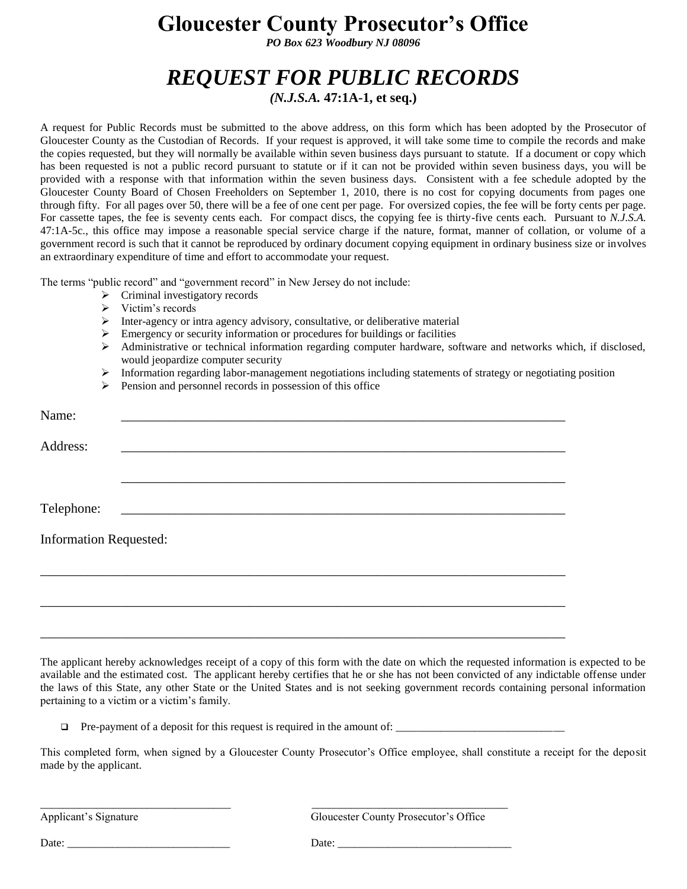# Gloucester County Prosecutor's Office

***PO Box 623 Woodbury NJ 08096***

## *REQUEST FOR PUBLIC RECORDS*

**(*N.J.S.A.* 47:1A-1, et seq.)**

A request for Public Records must be submitted to the above address, on this form which has been adopted by the Prosecutor of Gloucester County as the Custodian of Records. If your request is approved, it will take some time to compile the records and make the copies requested, but they will normally be available within seven business days pursuant to statute. If a document or copy which has been requested is not a public record pursuant to statute or if it can not be provided within seven business days, you will be provided with a response with that information within the seven business days. Consistent with a fee schedule adopted by the Gloucester County Board of Chosen Freeholders on September 1, 2010, there is no cost for copying documents from pages one through fifty. For all pages over 50, there will be a fee of one cent per page. For oversized copies, the fee will be forty cents per page. For cassette tapes, the fee is seventy cents each. For compact discs, the copying fee is thirty-five cents each. Pursuant to *N.J.S.A.* 47:1A-5c., this office may impose a reasonable special service charge if the nature, format, manner of collation, or volume of a government record is such that it cannot be reproduced by ordinary document copying equipment in ordinary business size or involves an extraordinary expenditure of time and effort to accommodate your request.

The terms "public record" and "government record" in New Jersey do not include:

- Criminal investigatory records
- Victim's records
- Inter-agency or intra agency advisory, consultative, or deliberative material
- Emergency or security information or procedures for buildings or facilities
- Administrative or technical information regarding computer hardware, software and networks which, if disclosed, would jeopardize computer security
- Information regarding labor-management negotiations including statements of strategy or negotiating position
- Pension and personnel records in possession of this office

Name: ___________________________________________________________________________

Address: ___________________________________________________________________________

___________________________________________________________________________

Telephone: ___________________________________________________________________________

Information Requested:

___________________________________________________________________________

___________________________________________________________________________

___________________________________________________________________________

The applicant hereby acknowledges receipt of a copy of this form with the date on which the requested information is expected to be available and the estimated cost. The applicant hereby certifies that he or she has not been convicted of any indictable offense under the laws of this State, any other State or the United States and is not seeking government records containing personal information pertaining to a victim or a victim's family.

- ☐ Pre-payment of a deposit for this request is required in the amount of: ______________________________

This completed form, when signed by a Gloucester County Prosecutor's Office employee, shall constitute a receipt for the deposit made by the applicant.

__________________________________ Applicant's Signature

Date: ______________________________

__________________________________ Gloucester County Prosecutor's Office

Date: ________________________________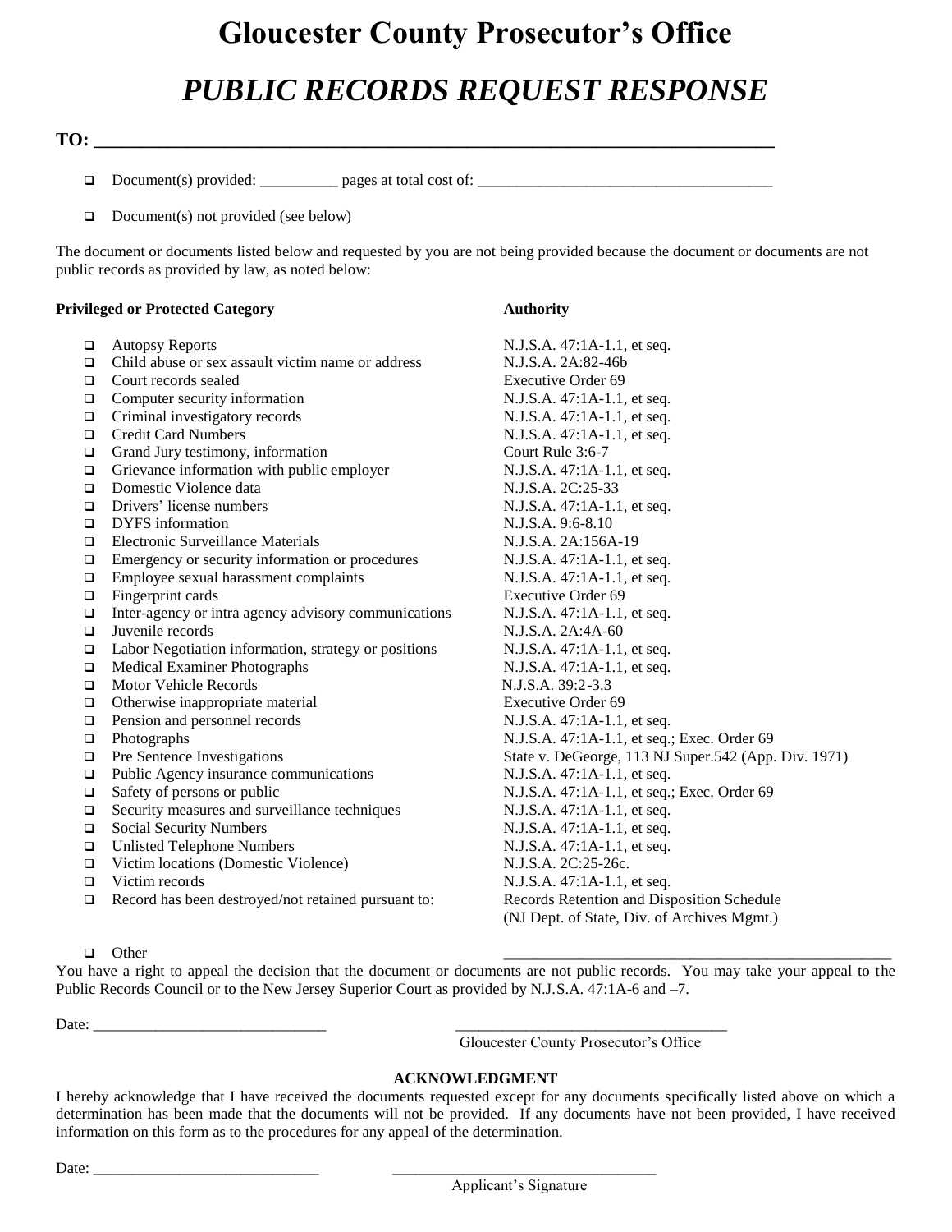# Gloucester County Prosecutor's Office

## *PUBLIC RECORDS REQUEST RESPONSE*

**TO: \_\_\_\_\_\_\_\_\_\_\_\_\_\_\_\_\_\_\_\_\_\_\_\_\_\_\_\_\_\_\_\_\_\_\_\_\_\_\_\_\_\_\_\_\_\_\_\_\_\_\_\_\_\_\_\_\_\_\_\_\_\_\_\_\_\_\_\_\_\_**

- ❑ Document(s) provided: \_\_\_\_\_\_\_\_\_\_ pages at total cost of: \_\_\_\_\_\_\_\_\_\_\_\_\_\_\_\_\_\_\_\_\_\_\_\_\_\_\_\_\_\_\_\_\_\_\_\_\_\_
- ❑ Document(s) not provided (see below)

The document or documents listed below and requested by you are not being provided because the document or documents are not public records as provided by law, as noted below:

| Privileged or Protected Category | Authority |
|---|---|
| ❑ Autopsy Reports | N.J.S.A. 47:1A-1.1, et seq. |
| ❑ Child abuse or sex assault victim name or address | N.J.S.A. 2A:82-46b |
| ❑ Court records sealed | Executive Order 69 |
| ❑ Computer security information | N.J.S.A. 47:1A-1.1, et seq. |
| ❑ Criminal investigatory records | N.J.S.A. 47:1A-1.1, et seq. |
| ❑ Credit Card Numbers | N.J.S.A. 47:1A-1.1, et seq. |
| ❑ Grand Jury testimony, information | Court Rule 3:6-7 |
| ❑ Grievance information with public employer | N.J.S.A. 47:1A-1.1, et seq. |
| ❑ Domestic Violence data | N.J.S.A. 2C:25-33 |
| ❑ Drivers' license numbers | N.J.S.A. 47:1A-1.1, et seq. |
| ❑ DYFS information | N.J.S.A. 9:6-8.10 |
| ❑ Electronic Surveillance Materials | N.J.S.A. 2A:156A-19 |
| ❑ Emergency or security information or procedures | N.J.S.A. 47:1A-1.1, et seq. |
| ❑ Employee sexual harassment complaints | N.J.S.A. 47:1A-1.1, et seq. |
| ❑ Fingerprint cards | Executive Order 69 |
| ❑ Inter-agency or intra agency advisory communications | N.J.S.A. 47:1A-1.1, et seq. |
| ❑ Juvenile records | N.J.S.A. 2A:4A-60 |
| ❑ Labor Negotiation information, strategy or positions | N.J.S.A. 47:1A-1.1, et seq. |
| ❑ Medical Examiner Photographs | N.J.S.A. 47:1A-1.1, et seq. |
| ❑ Motor Vehicle Records | N.J.S.A. 39:2-3.3 |
| ❑ Otherwise inappropriate material | Executive Order 69 |
| ❑ Pension and personnel records | N.J.S.A. 47:1A-1.1, et seq. |
| ❑ Photographs | N.J.S.A. 47:1A-1.1, et seq.; Exec. Order 69 |
| ❑ Pre Sentence Investigations | State v. DeGeorge, 113 NJ Super.542 (App. Div. 1971) |
| ❑ Public Agency insurance communications | N.J.S.A. 47:1A-1.1, et seq. |
| ❑ Safety of persons or public | N.J.S.A. 47:1A-1.1, et seq.; Exec. Order 69 |
| ❑ Security measures and surveillance techniques | N.J.S.A. 47:1A-1.1, et seq. |
| ❑ Social Security Numbers | N.J.S.A. 47:1A-1.1, et seq. |
| ❑ Unlisted Telephone Numbers | N.J.S.A. 47:1A-1.1, et seq. |
| ❑ Victim locations (Domestic Violence) | N.J.S.A. 2C:25-26c. |
| ❑ Victim records | N.J.S.A. 47:1A-1.1, et seq. |
| ❑ Record has been destroyed/not retained pursuant to: | Records Retention and Disposition Schedule (NJ Dept. of State, Div. of Archives Mgmt.) |
| ❑ Other | \_\_\_\_\_\_\_\_\_\_\_\_\_\_\_\_\_\_\_\_\_\_\_\_\_\_\_\_\_\_\_\_\_\_\_\_\_\_\_\_\_\_\_\_\_\_\_\_\_\_\_\_ |

You have a right to appeal the decision that the document or documents are not public records. You may take your appeal to the Public Records Council or to the New Jersey Superior Court as provided by N.J.S.A. 47:1A-6 and –7.

Date: \_\_\_\_\_\_\_\_\_\_\_\_\_\_\_\_\_\_\_\_\_\_\_\_\_\_\_\_\_\_ \_\_\_\_\_\_\_\_\_\_\_\_\_\_\_\_\_\_\_\_\_\_\_\_\_\_\_\_\_\_\_\_\_\_\_\_

Gloucester County Prosecutor's Office

**ACKNOWLEDGMENT**

I hereby acknowledge that I have received the documents requested except for any documents specifically listed above on which a determination has been made that the documents will not be provided. If any documents have not been provided, I have received information on this form as to the procedures for any appeal of the determination.

Date: \_\_\_\_\_\_\_\_\_\_\_\_\_\_\_\_\_\_\_\_\_\_\_\_\_\_\_\_\_\_ \_\_\_\_\_\_\_\_\_\_\_\_\_\_\_\_\_\_\_\_\_\_\_\_\_\_\_\_\_\_\_\_\_\_\_\_

Applicant's Signature